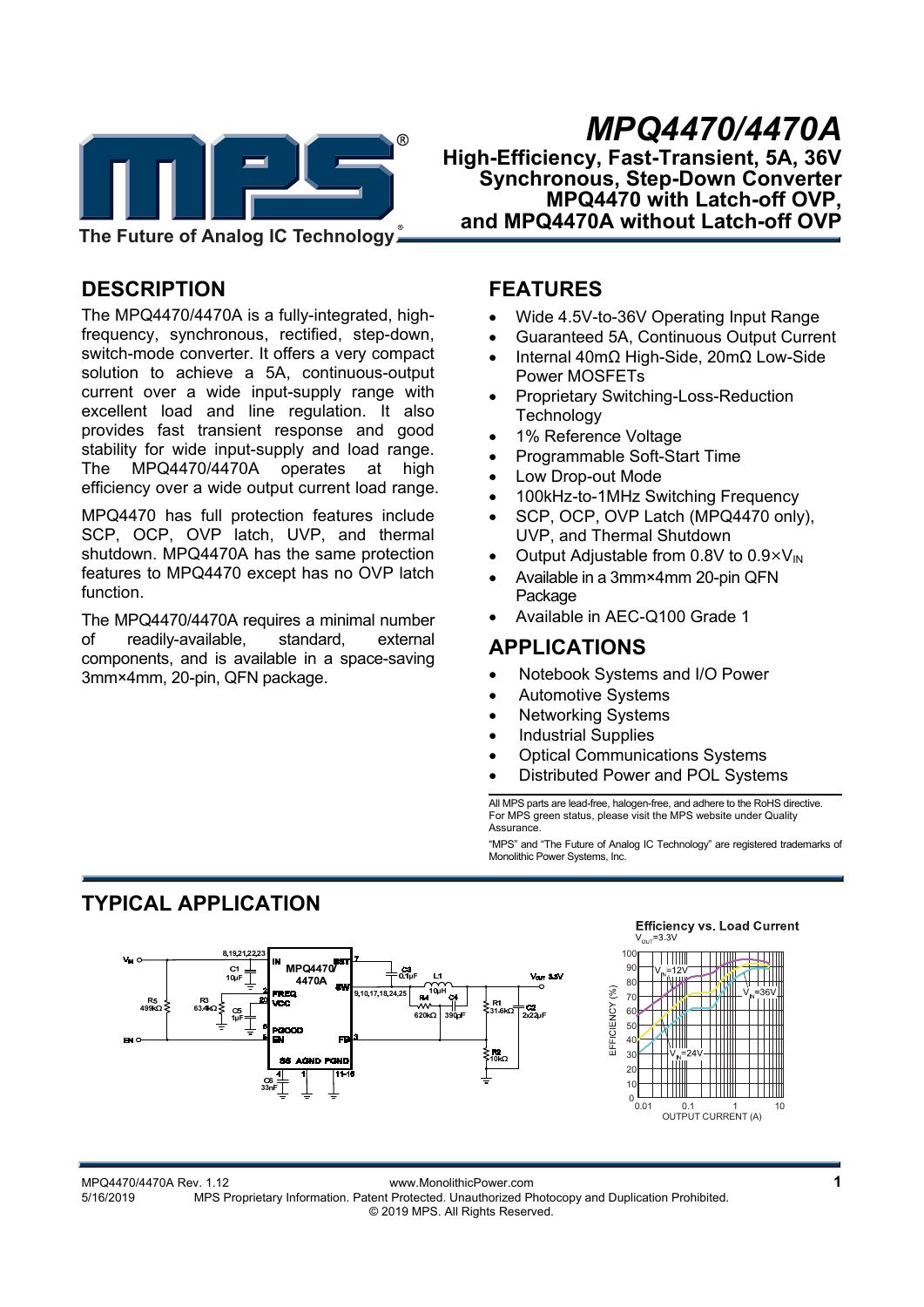# MPQ4470/4470A

**High-Efficiency, Fast-Transient, 5A, 36V Synchronous, Step-Down Converter MPQ4470 with Latch-off OVP, and MPQ4470A without Latch-off OVP**

## DESCRIPTION

The MPQ4470/4470A is a fully-integrated, high-frequency, synchronous, rectified, step-down, switch-mode converter. It offers a very compact solution to achieve a 5A, continuous-output current over a wide input-supply range with excellent load and line regulation. It also provides fast transient response and good stability for wide input-supply and load range. The MPQ4470/4470A operates at high efficiency over a wide output current load range.

MPQ4470 has full protection features include SCP, OCP, OVP latch, UVP, and thermal shutdown. MPQ4470A has the same protection features to MPQ4470 except has no OVP latch function.

The MPQ4470/4470A requires a minimal number of readily-available, standard, external components, and is available in a space-saving 3mm×4mm, 20-pin, QFN package.

## FEATURES

- Wide 4.5V-to-36V Operating Input Range
- Guaranteed 5A, Continuous Output Current
- Internal 40mΩ High-Side, 20mΩ Low-Side Power MOSFETs
- Proprietary Switching-Loss-Reduction Technology
- 1% Reference Voltage
- Programmable Soft-Start Time
- Low Drop-out Mode
- 100kHz-to-1MHz Switching Frequency
- SCP, OCP, OVP Latch (MPQ4470 only), UVP, and Thermal Shutdown
- Output Adjustable from 0.8V to $0.9 \times V_{IN}$
- Available in a 3mm×4mm 20-pin QFN Package
- Available in AEC-Q100 Grade 1

## APPLICATIONS

- Notebook Systems and I/O Power
- Automotive Systems
- Networking Systems
- Industrial Supplies
- Optical Communications Systems
- Distributed Power and POL Systems

All MPS parts are lead-free, halogen-free, and adhere to the RoHS directive. For MPS green status, please visit the MPS website under Quality Assurance.

"MPS" and "The Future of Analog IC Technology" are registered trademarks of Monolithic Power Systems, Inc.

## TYPICAL APPLICATION

**Efficiency vs. Load Current**

$V_{OUT}$=3.3V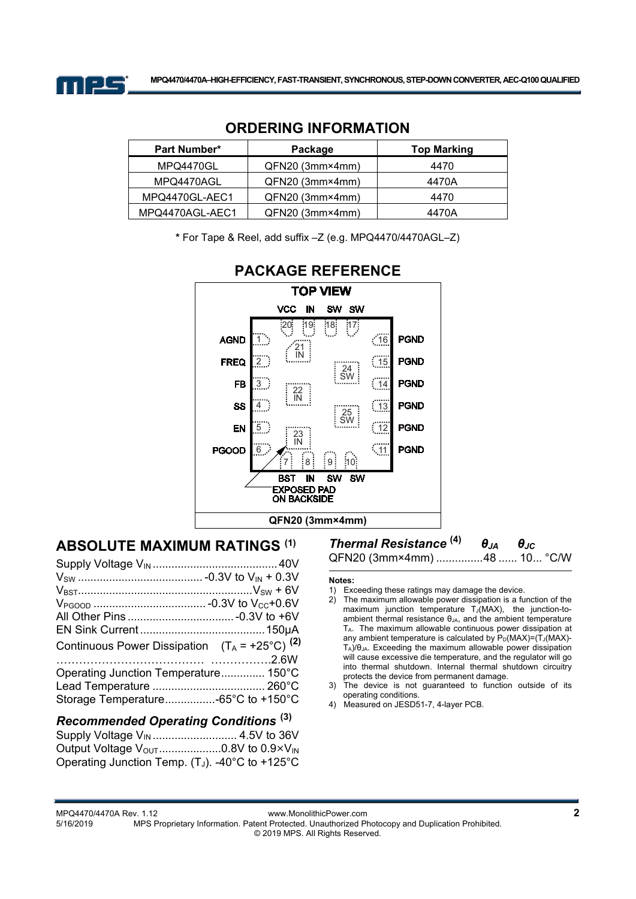## ORDERING INFORMATION

| Part Number* | Package | Top Marking |
|---|---|---|
| MPQ4470GL | QFN20 (3mm×4mm) | 4470 |
| MPQ4470AGL | QFN20 (3mm×4mm) | 4470A |
| MPQ4470GL-AEC1 | QFN20 (3mm×4mm) | 4470 |
| MPQ4470AGL-AEC1 | QFN20 (3mm×4mm) | 4470A |

\* For Tape & Reel, add suffix –Z (e.g. MPQ4470/4470AGL–Z)

## PACKAGE REFERENCE

TOP VIEW

VCC IN SW SW

20 19 18 17

AGND 1 — 16 PGND
FREQ 2 — 15 PGND
FB 3 — 14 PGND
SS 4 — 13 PGND
EN 5 — 12 PGND
PGOOD 6 — 11 PGND

21 IN, 22 IN, 23 IN, 24 SW, 25 SW

7 8 9 10

BST IN SW SW

EXPOSED PAD ON BACKSIDE

QFN20 (3mm×4mm)

## ABSOLUTE MAXIMUM RATINGS [(1)]

Supply Voltage $V_{IN}$ .......................................... 40V
$V_{SW}$ ......................................... -0.3V to $V_{IN}$ + 0.3V
$V_{BST}$ .................................................... $V_{SW}$ + 6V
$V_{PGOOD}$ ..................................... -0.3V to $V_{CC}$+0.6V
All Other Pins .................................. -0.3V to +6V
EN Sink Current ........................................ 150µA
Continuous Power Dissipation ($T_A$ = +25°C) [(2)]
........................................................................ 2.6W
Operating Junction Temperature .............. 150°C
Lead Temperature .................................... 260°C
Storage Temperature ................ -65°C to +150°C

### *Recommended Operating Conditions* [(3)]

Supply Voltage $V_{IN}$ ........................... 4.5V to 36V
Output Voltage $V_{OUT}$ .................... 0.8V to 0.9×$V_{IN}$
Operating Junction Temp. ($T_J$). -40°C to +125°C

### *Thermal Resistance* [(4)] $\theta_{JA}$ $\theta_{JC}$

QFN20 (3mm×4mm) ............... 48 ...... 10... °C/W

**Notes:**

1) Exceeding these ratings may damage the device.
2) The maximum allowable power dissipation is a function of the maximum junction temperature $T_J$(MAX), the junction-to-ambient thermal resistance $\theta_{JA}$, and the ambient temperature $T_A$. The maximum allowable continuous power dissipation at any ambient temperature is calculated by $P_D(MAX)=(T_J(MAX)-T_A)/\theta_{JA}$. Exceeding the maximum allowable power dissipation will cause excessive die temperature, and the regulator will go into thermal shutdown. Internal thermal shutdown circuitry protects the device from permanent damage.
3) The device is not guaranteed to function outside of its operating conditions.
4) Measured on JESD51-7, 4-layer PCB.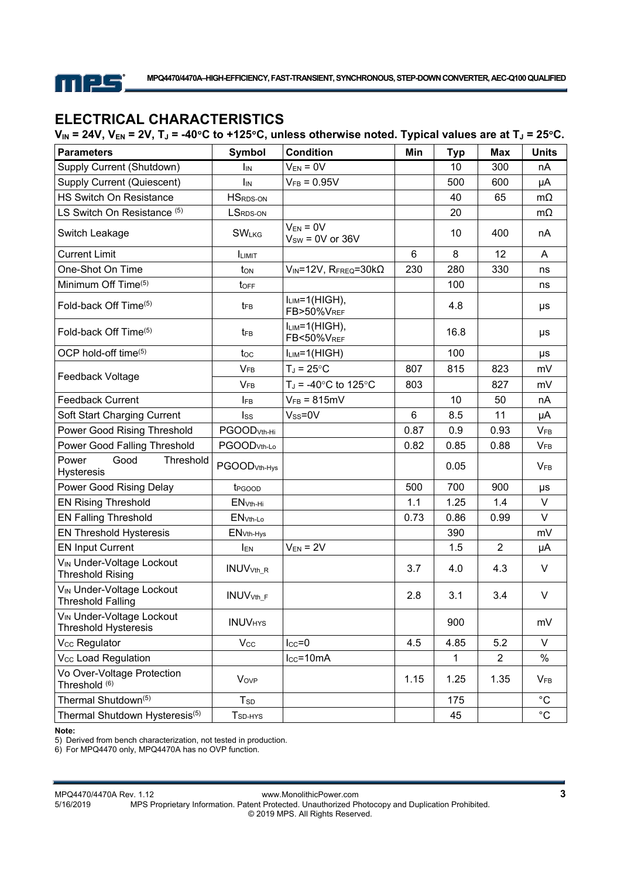## ELECTRICAL CHARACTERISTICS

**$V_{IN}$ = 24V, $V_{EN}$ = 2V, $T_J$ = -40°C to +125°C, unless otherwise noted. Typical values are at $T_J$ = 25°C.**

| Parameters | Symbol | Condition | Min | Typ | Max | Units |
|---|---|---|---|---|---|---|
| Supply Current (Shutdown) | $I_{IN}$ | $V_{EN}$ = 0V | | 10 | 300 | nA |
| Supply Current (Quiescent) | $I_{IN}$ | $V_{FB}$ = 0.95V | | 500 | 600 | μA |
| HS Switch On Resistance | $HS_{RDS-ON}$ | | | 40 | 65 | mΩ |
| LS Switch On Resistance [5] | $LS_{RDS-ON}$ | | | 20 | | mΩ |
| Switch Leakage | $SW_{LKG}$ | $V_{EN}$ = 0V<br>$V_{SW}$ = 0V or 36V | | 10 | 400 | nA |
| Current Limit | $I_{LIMIT}$ | | 6 | 8 | 12 | A |
| One-Shot On Time | $t_{ON}$ | $V_{IN}$=12V, $R_{FREQ}$=30kΩ | 230 | 280 | 330 | ns |
| Minimum Off Time[5] | $t_{OFF}$ | | | 100 | | ns |
| Fold-back Off Time[5] | $t_{FB}$ | $I_{LIM}$=1(HIGH), FB>50%$V_{REF}$ | | 4.8 | | μs |
| Fold-back Off Time[5] | $t_{FB}$ | $I_{LIM}$=1(HIGH), FB<50%$V_{REF}$ | | 16.8 | | μs |
| OCP hold-off time[5] | $t_{OC}$ | $I_{LIM}$=1(HIGH) | | 100 | | μs |
| Feedback Voltage | $V_{FB}$ | $T_J$ = 25°C | 807 | 815 | 823 | mV |
| | $V_{FB}$ | $T_J$ = -40°C to 125°C | 803 | | 827 | mV |
| Feedback Current | $I_{FB}$ | $V_{FB}$ = 815mV | | 10 | 50 | nA |
| Soft Start Charging Current | $I_{SS}$ | $V_{SS}$=0V | 6 | 8.5 | 11 | μA |
| Power Good Rising Threshold | $PGOOD_{Vth-Hi}$ | | 0.87 | 0.9 | 0.93 | $V_{FB}$ |
| Power Good Falling Threshold | $PGOOD_{Vth-Lo}$ | | 0.82 | 0.85 | 0.88 | $V_{FB}$ |
| Power Good Threshold Hysteresis | $PGOOD_{Vth-Hys}$ | | | 0.05 | | $V_{FB}$ |
| Power Good Rising Delay | $t_{PGOOD}$ | | 500 | 700 | 900 | μs |
| EN Rising Threshold | $EN_{Vth-Hi}$ | | 1.1 | 1.25 | 1.4 | V |
| EN Falling Threshold | $EN_{Vth-Lo}$ | | 0.73 | 0.86 | 0.99 | V |
| EN Threshold Hysteresis | $EN_{Vth-Hys}$ | | | 390 | | mV |
| EN Input Current | $I_{EN}$ | $V_{EN}$ = 2V | | 1.5 | 2 | μA |
| $V_{IN}$ Under-Voltage Lockout Threshold Rising | $INUV_{Vth\_R}$ | | 3.7 | 4.0 | 4.3 | V |
| $V_{IN}$ Under-Voltage Lockout Threshold Falling | $INUV_{Vth\_F}$ | | 2.8 | 3.1 | 3.4 | V |
| $V_{IN}$ Under-Voltage Lockout Threshold Hysteresis | $INUV_{HYS}$ | | | 900 | | mV |
| $V_{CC}$ Regulator | $V_{CC}$ | $I_{CC}$=0 | 4.5 | 4.85 | 5.2 | V |
| $V_{CC}$ Load Regulation | | $I_{CC}$=10mA | | 1 | 2 | % |
| Vo Over-Voltage Protection Threshold [6] | $V_{OVP}$ | | 1.15 | 1.25 | 1.35 | $V_{FB}$ |
| Thermal Shutdown[5] | $T_{SD}$ | | | 175 | | °C |
| Thermal Shutdown Hysteresis[5] | $T_{SD-HYS}$ | | | 45 | | °C |

**Note:**

5) Derived from bench characterization, not tested in production.

6) For MPQ4470 only, MPQ4470A has no OVP function.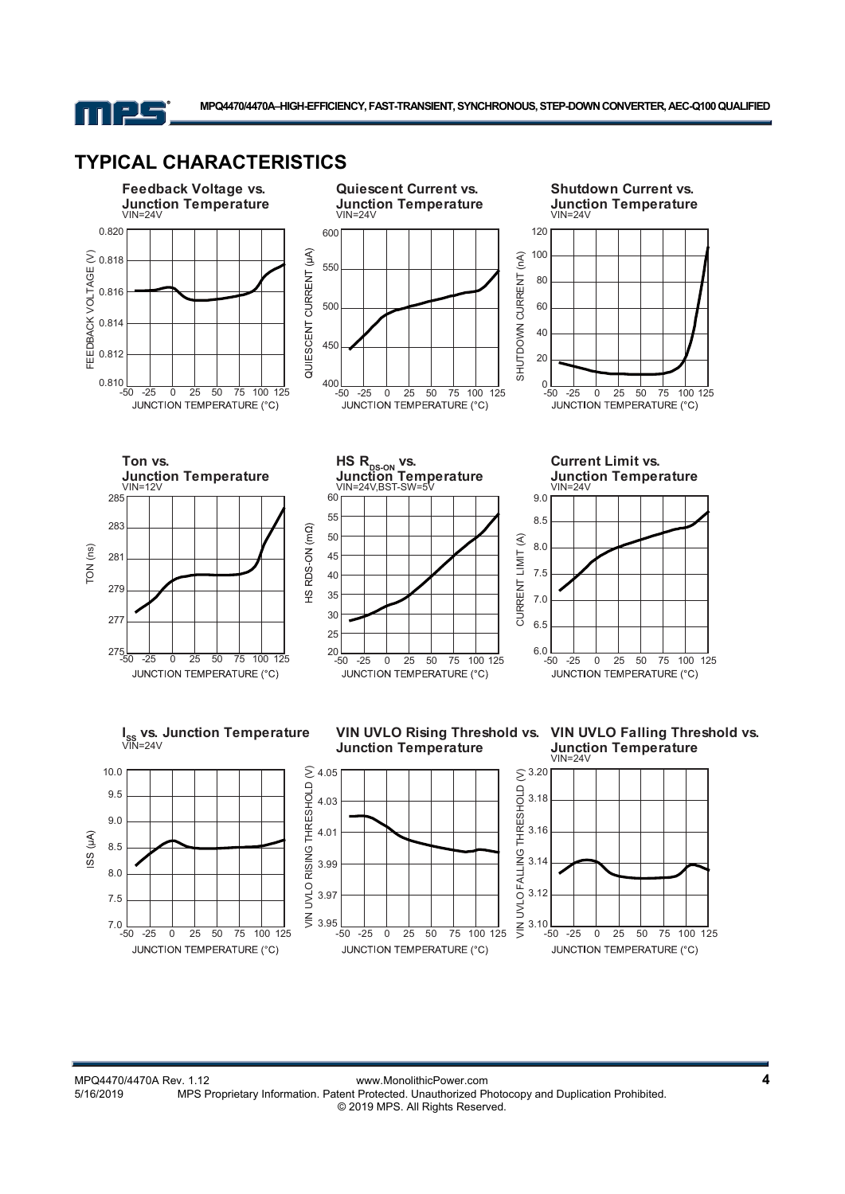## TYPICAL CHARACTERISTICS

**Feedback Voltage vs. Junction Temperature**
VIN=24V

**Quiescent Current vs. Junction Temperature**
VIN=24V

**Shutdown Current vs. Junction Temperature**
VIN=24V

**Ton vs. Junction Temperature**
VIN=12V

**HS $R_{DS-ON}$ vs. Junction Temperature**
VIN=24V,BST-SW=5V

**Current Limit vs. Junction Temperature**
VIN=24V

**$I_{SS}$ vs. Junction Temperature**
VIN=24V

**VIN UVLO Rising Threshold vs. Junction Temperature**

**VIN UVLO Falling Threshold vs. Junction Temperature**
VIN=24V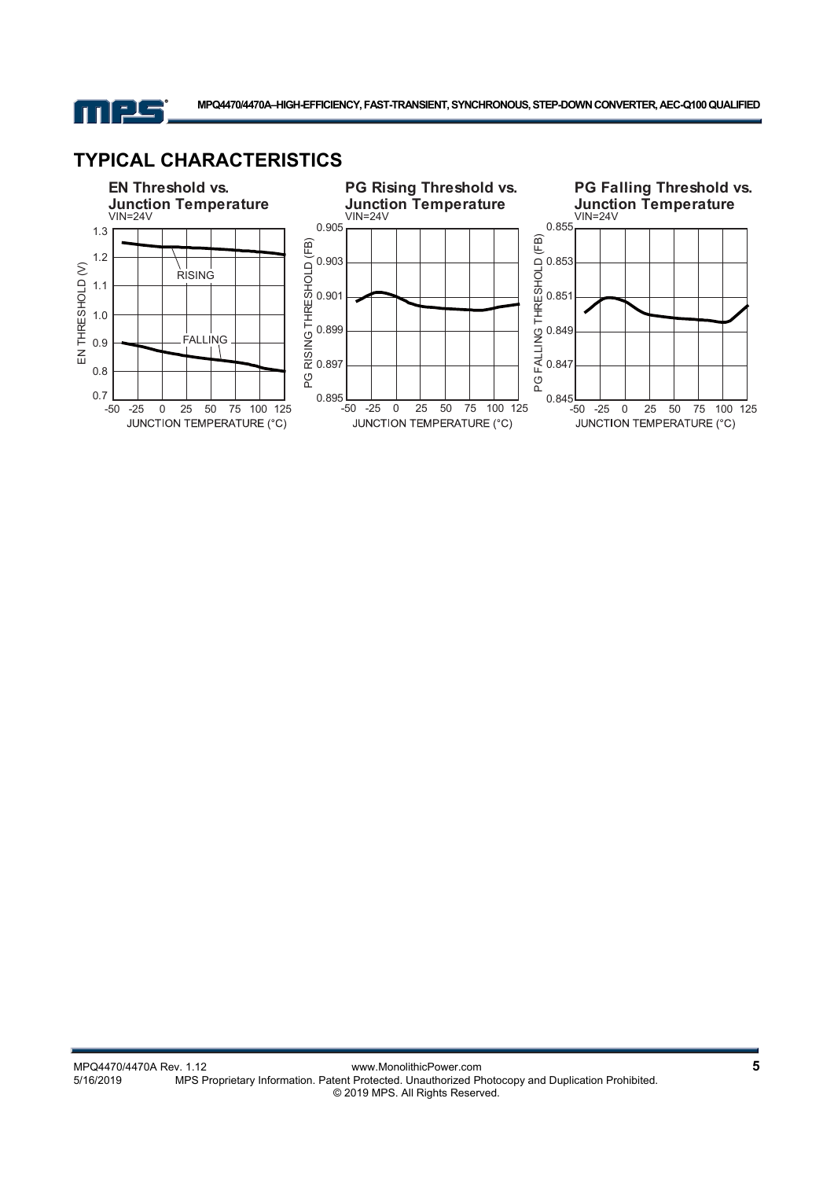## TYPICAL CHARACTERISTICS

**EN Threshold vs. Junction Temperature**
VIN=24V

**PG Rising Threshold vs. Junction Temperature**
VIN=24V

**PG Falling Threshold vs. Junction Temperature**
VIN=24V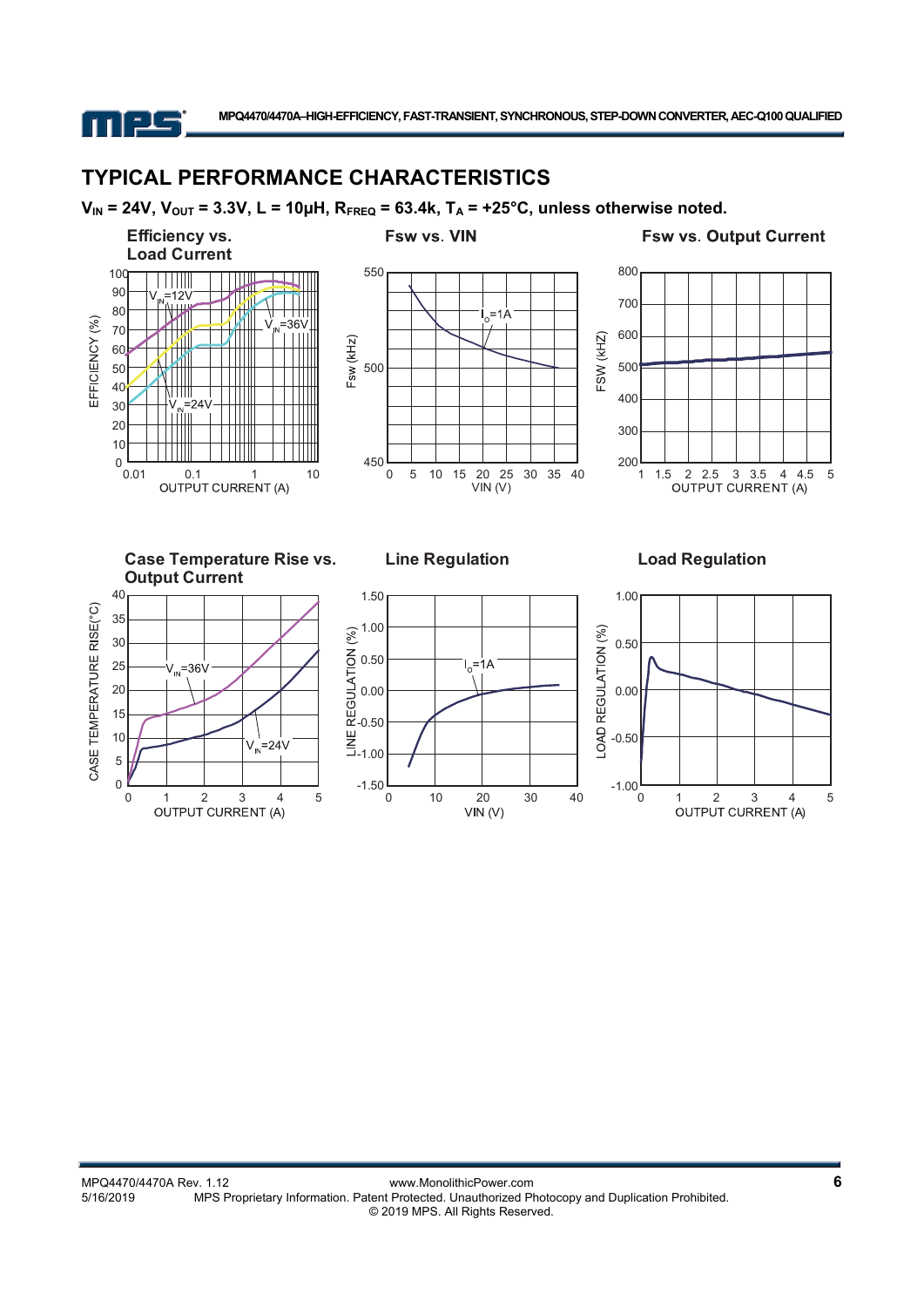## TYPICAL PERFORMANCE CHARACTERISTICS

**$V_{IN}$ = 24V, $V_{OUT}$ = 3.3V, L = 10µH, $R_{FREQ}$ = 63.4k, $T_A$ = +25°C, unless otherwise noted.**

**Efficiency vs. Load Current**

**Fsw vs. VIN**

**Fsw vs. Output Current**

**Case Temperature Rise vs. Output Current**

**Line Regulation**

**Load Regulation**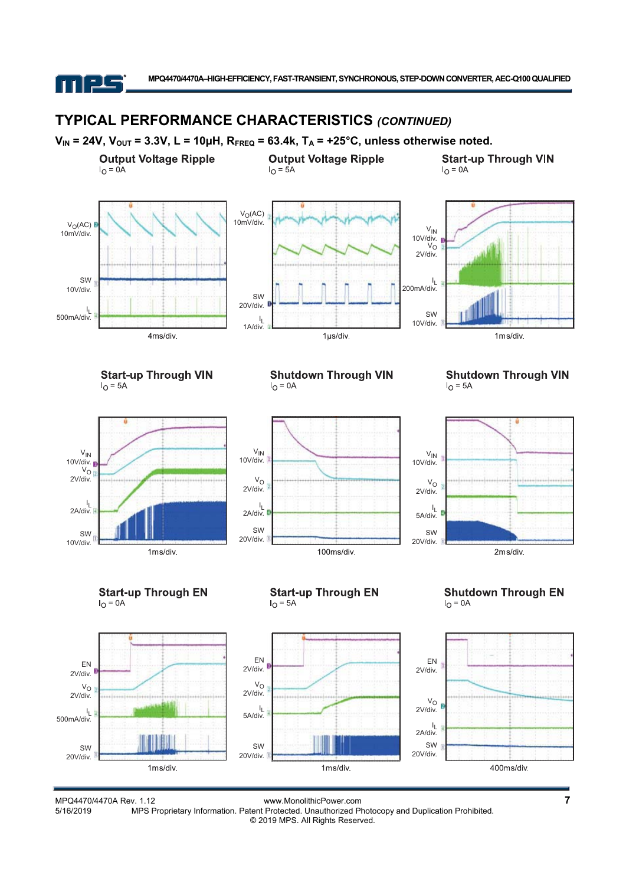## TYPICAL PERFORMANCE CHARACTERISTICS *(CONTINUED)*

**$V_{IN}$ = 24V, $V_{OUT}$ = 3.3V, L = 10µH, $R_{FREQ}$ = 63.4k, $T_A$ = +25°C, unless otherwise noted.**

**Output Voltage Ripple**
$I_O$ = 0A

$V_O$(AC) 10mV/div.
SW 10V/div.
$I_L$ 500mA/div.
4ms/div.

**Output Voltage Ripple**
$I_O$ = 5A

$V_O$(AC) 10mV/div.
SW 20V/div.
$I_L$ 1A/div.
1µs/div.

**Start-up Through VIN**
$I_O$ = 0A

$V_{IN}$ 10V/div.
$V_O$ 2V/div.
$I_L$ 200mA/div.
SW 10V/div.
1ms/div.

**Start-up Through VIN**
$I_O$ = 5A

$V_{IN}$ 10V/div.
$V_O$ 2V/div.
$I_L$ 2A/div.
SW 10V/div.
1ms/div.

**Shutdown Through VIN**
$I_O$ = 0A

$V_{IN}$ 10V/div.
$V_O$ 2V/div.
$I_L$ 2A/div.
SW 20V/div.
100ms/div.

**Shutdown Through VIN**
$I_O$ = 5A

$V_{IN}$ 10V/div.
$V_O$ 2V/div.
$I_L$ 5A/div.
SW 20V/div.
2ms/div.

**Start-up Through EN**
$I_O$ = 0A

EN 2V/div.
$V_O$ 2V/div.
$I_L$ 500mA/div.
SW 20V/div.
1ms/div.

**Start-up Through EN**
$I_O$ = 5A

EN 2V/div.
$V_O$ 2V/div.
$I_L$ 5A/div.
SW 20V/div.
1ms/div.

**Shutdown Through EN**
$I_O$ = 0A

EN 2V/div.
$V_O$ 2V/div.
$I_L$ 2A/div.
SW 20V/div.
400ms/div.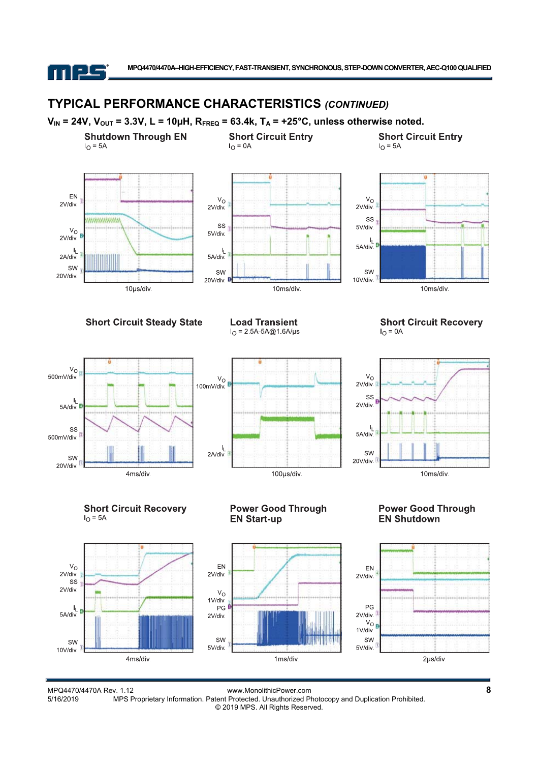## TYPICAL PERFORMANCE CHARACTERISTICS *(CONTINUED)*

**$V_{IN}$ = 24V, $V_{OUT}$ = 3.3V, L = 10µH, $R_{FREQ}$ = 63.4k, $T_A$ = +25°C, unless otherwise noted.**

**Shutdown Through EN**
$I_O$ = 5A

EN 2V/div.
$V_O$ 2V/div.
$I_L$ 2A/div.
SW 20V/div.
10µs/div.

**Short Circuit Entry**
$I_O$ = 0A

$V_O$ 2V/div.
SS 5V/div.
$I_L$ 5A/div.
SW 20V/div.
10ms/div.

**Short Circuit Entry**
$I_O$ = 5A

$V_O$ 2V/div.
SS 5V/div.
$I_L$ 5A/div.
SW 10V/div.
10ms/div.

**Short Circuit Steady State**

$V_O$ 500mV/div.
$I_L$ 5A/div.
SS 500mV/div.
SW 20V/div.
4ms/div.

**Load Transient**
$I_O$ = 2.5A-5A@1.6A/µs

$V_O$ 100mV/div.
$I_L$ 2A/div.
100µs/div.

**Short Circuit Recovery**
$I_O$ = 0A

$V_O$ 2V/div.
SS 2V/div.
$I_L$ 5A/div.
SW 20V/div.
10ms/div.

**Short Circuit Recovery**
$I_O$ = 5A

$V_O$ 2V/div.
SS 2V/div.
$I_L$ 5A/div.
SW 10V/div.
4ms/div.

**Power Good Through EN Start-up**

EN 2V/div.
$V_O$ 1V/div.
PG 2V/div.
SW 5V/div.
1ms/div.

**Power Good Through EN Shutdown**

EN 2V/div.
PG 2V/div.
$V_O$ 1V/div.
SW 5V/div.
2µs/div.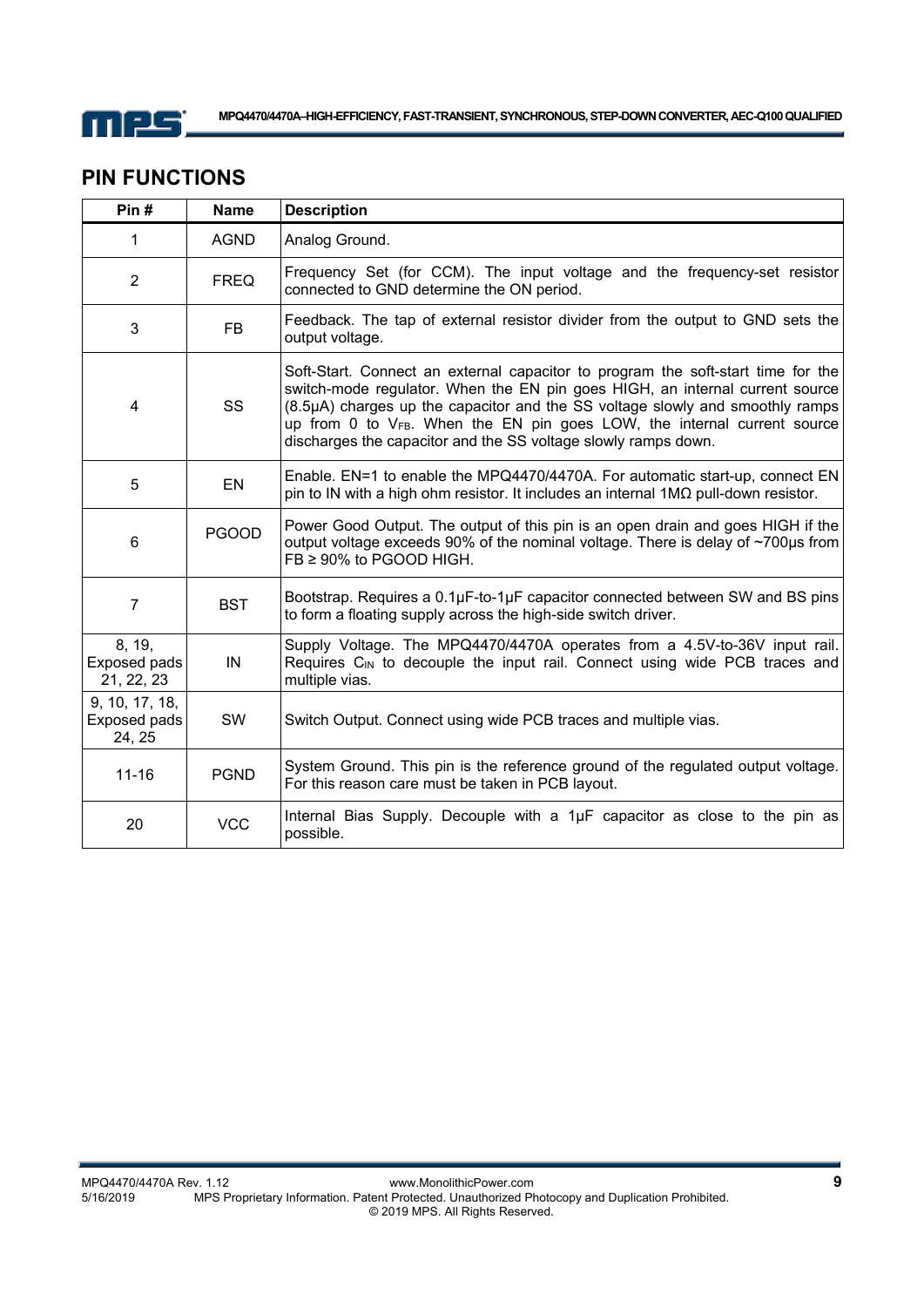## PIN FUNCTIONS

| Pin # | Name | Description |
|---|---|---|
| 1 | AGND | Analog Ground. |
| 2 | FREQ | Frequency Set (for CCM). The input voltage and the frequency-set resistor connected to GND determine the ON period. |
| 3 | FB | Feedback. The tap of external resistor divider from the output to GND sets the output voltage. |
| 4 | SS | Soft-Start. Connect an external capacitor to program the soft-start time for the switch-mode regulator. When the EN pin goes HIGH, an internal current source (8.5μA) charges up the capacitor and the SS voltage slowly and smoothly ramps up from 0 to $V_{FB}$. When the EN pin goes LOW, the internal current source discharges the capacitor and the SS voltage slowly ramps down. |
| 5 | EN | Enable. EN=1 to enable the MPQ4470/4470A. For automatic start-up, connect EN pin to IN with a high ohm resistor. It includes an internal 1MΩ pull-down resistor. |
| 6 | PGOOD | Power Good Output. The output of this pin is an open drain and goes HIGH if the output voltage exceeds 90% of the nominal voltage. There is delay of ~700μs from FB ≥ 90% to PGOOD HIGH. |
| 7 | BST | Bootstrap. Requires a 0.1μF-to-1μF capacitor connected between SW and BS pins to form a floating supply across the high-side switch driver. |
| 8, 19, Exposed pads 21, 22, 23 | IN | Supply Voltage. The MPQ4470/4470A operates from a 4.5V-to-36V input rail. Requires $C_{IN}$ to decouple the input rail. Connect using wide PCB traces and multiple vias. |
| 9, 10, 17, 18, Exposed pads 24, 25 | SW | Switch Output. Connect using wide PCB traces and multiple vias. |
| 11-16 | PGND | System Ground. This pin is the reference ground of the regulated output voltage. For this reason care must be taken in PCB layout. |
| 20 | VCC | Internal Bias Supply. Decouple with a 1μF capacitor as close to the pin as possible. |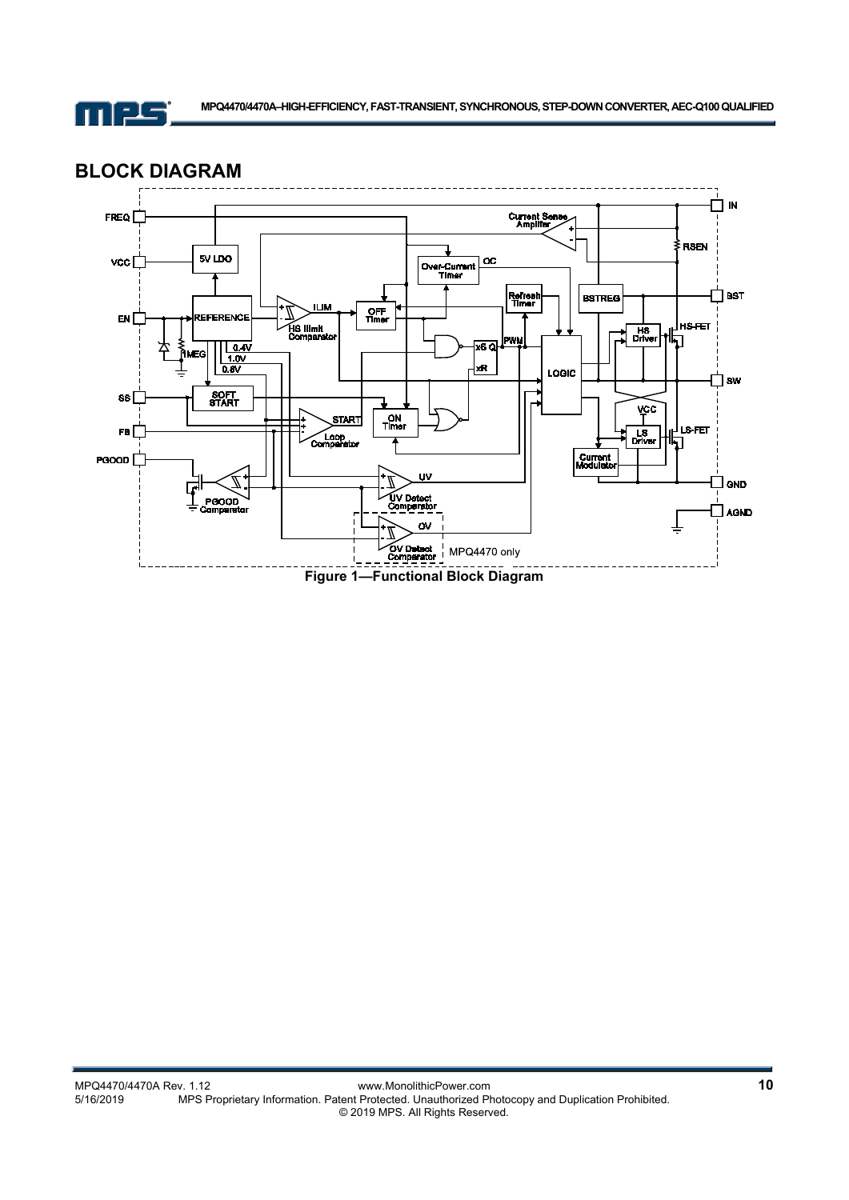## BLOCK DIAGRAM

Figure 1—Functional Block Diagram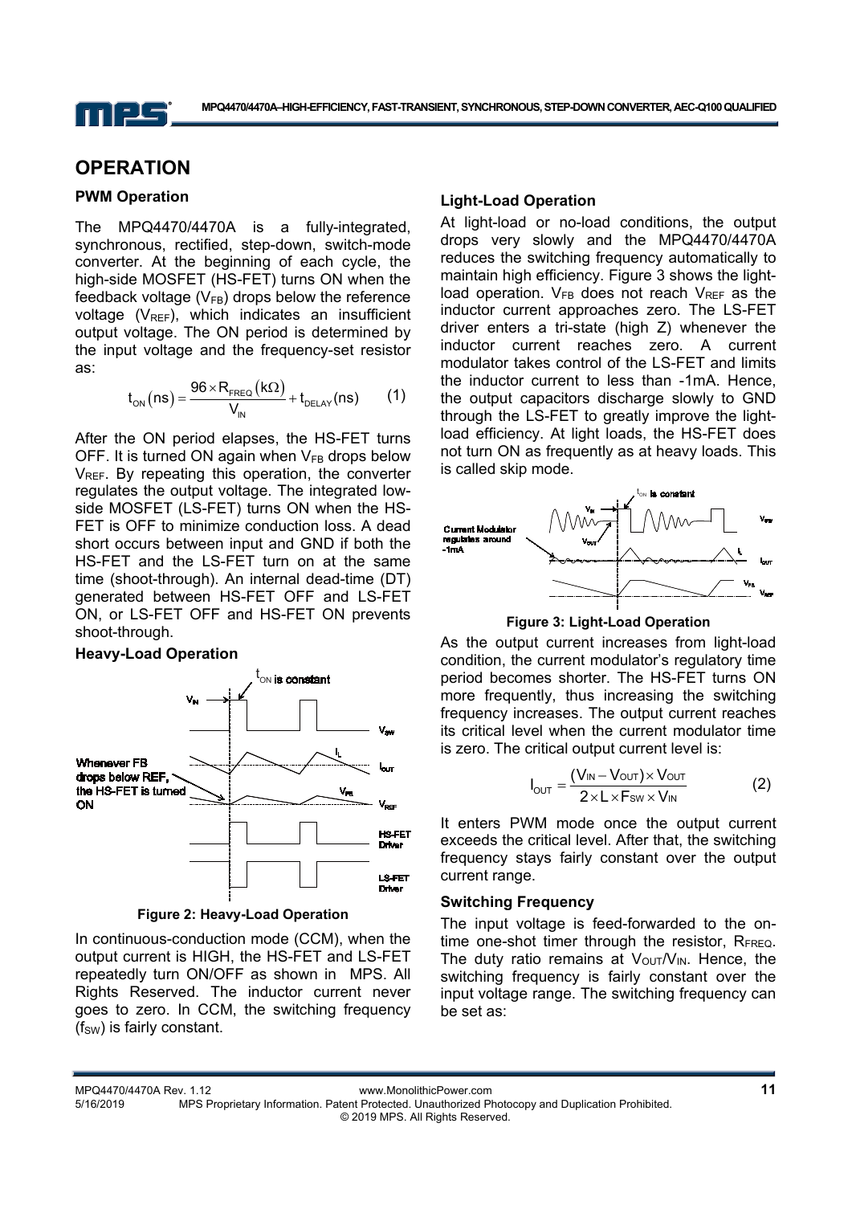# OPERATION

### PWM Operation

The MPQ4470/4470A is a fully-integrated, synchronous, rectified, step-down, switch-mode converter. At the beginning of each cycle, the high-side MOSFET (HS-FET) turns ON when the feedback voltage ($V_{FB}$) drops below the reference voltage ($V_{REF}$), which indicates an insufficient output voltage. The ON period is determined by the input voltage and the frequency-set resistor as:

$$t_{ON}(ns) = \frac{96 \times R_{FREQ}(k\Omega)}{V_{IN}} + t_{DELAY}(ns) \qquad (1)$$

After the ON period elapses, the HS-FET turns OFF. It is turned ON again when $V_{FB}$ drops below $V_{REF}$. By repeating this operation, the converter regulates the output voltage. The integrated low-side MOSFET (LS-FET) turns ON when the HS-FET is OFF to minimize conduction loss. A dead short occurs between input and GND if both the HS-FET and the LS-FET turn on at the same time (shoot-through). An internal dead-time (DT) generated between HS-FET OFF and LS-FET ON, or LS-FET OFF and HS-FET ON prevents shoot-through.

### Heavy-Load Operation

**Figure 2: Heavy-Load Operation**

In continuous-conduction mode (CCM), when the output current is HIGH, the HS-FET and LS-FET repeatedly turn ON/OFF as shown in MPS. All Rights Reserved. The inductor current never goes to zero. In CCM, the switching frequency ($f_{SW}$) is fairly constant.

### Light-Load Operation

At light-load or no-load conditions, the output drops very slowly and the MPQ4470/4470A reduces the switching frequency automatically to maintain high efficiency. Figure 3 shows the light-load operation. $V_{FB}$ does not reach $V_{REF}$ as the inductor current approaches zero. The LS-FET driver enters a tri-state (high Z) whenever the inductor current reaches zero. A current modulator takes control of the LS-FET and limits the inductor current to less than -1mA. Hence, the output capacitors discharge slowly to GND through the LS-FET to greatly improve the light-load efficiency. At light loads, the HS-FET does not turn ON as frequently as at heavy loads. This is called skip mode.

**Figure 3: Light-Load Operation**

As the output current increases from light-load condition, the current modulator's regulatory time period becomes shorter. The HS-FET turns ON more frequently, thus increasing the switching frequency increases. The output current reaches its critical level when the current modulator time is zero. The critical output current level is:

$$I_{OUT} = \frac{(V_{IN} - V_{OUT}) \times V_{OUT}}{2 \times L \times F_{SW} \times V_{IN}} \qquad (2)$$

It enters PWM mode once the output current exceeds the critical level. After that, the switching frequency stays fairly constant over the output current range.

### Switching Frequency

The input voltage is feed-forwarded to the on-time one-shot timer through the resistor, $R_{FREQ}$. The duty ratio remains at $V_{OUT}/V_{IN}$. Hence, the switching frequency is fairly constant over the input voltage range. The switching frequency can be set as: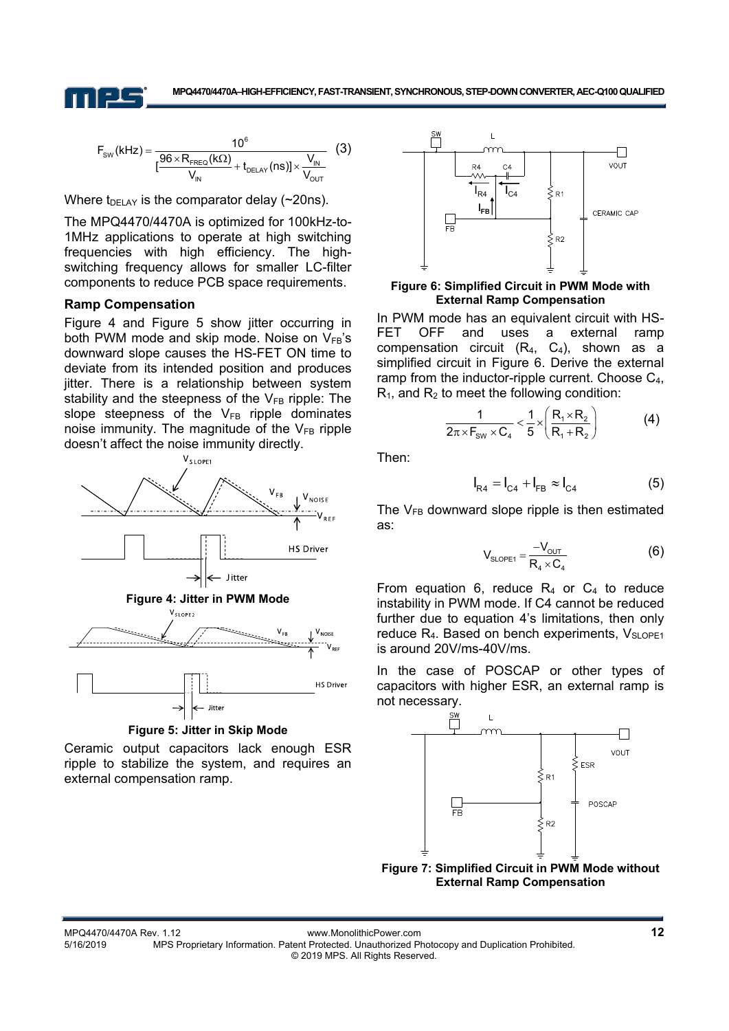$$F_{SW}(kHz) = \frac{10^6}{[\frac{96 \times R_{FREQ}(k\Omega)}{V_{IN}} + t_{DELAY}(ns)] \times \frac{V_{IN}}{V_{OUT}}} \quad (3)$$

Where $t_{DELAY}$ is the comparator delay (~20ns).

The MPQ4470/4470A is optimized for 100kHz-to-1MHz applications to operate at high switching frequencies with high efficiency. The high-switching frequency allows for smaller LC-filter components to reduce PCB space requirements.

### Ramp Compensation

Figure 4 and Figure 5 show jitter occurring in both PWM mode and skip mode. Noise on $V_{FB}$'s downward slope causes the HS-FET ON time to deviate from its intended position and produces jitter. There is a relationship between system stability and the steepness of the $V_{FB}$ ripple: The slope steepness of the $V_{FB}$ ripple dominates noise immunity. The magnitude of the $V_{FB}$ ripple doesn't affect the noise immunity directly.

**Figure 4: Jitter in PWM Mode**

**Figure 5: Jitter in Skip Mode**

Ceramic output capacitors lack enough ESR ripple to stabilize the system, and requires an external compensation ramp.

**Figure 6: Simplified Circuit in PWM Mode with External Ramp Compensation**

In PWM mode has an equivalent circuit with HS-FET OFF and uses a external ramp compensation circuit ($R_4$, $C_4$), shown as a simplified circuit in Figure 6. Derive the external ramp from the inductor-ripple current. Choose $C_4$, $R_1$, and $R_2$ to meet the following condition:

$$\frac{1}{2\pi \times F_{SW} \times C_4} < \frac{1}{5} \times \left( \frac{R_1 \times R_2}{R_1 + R_2} \right) \quad (4)$$

Then:

$$I_{R4} = I_{C4} + I_{FB} \approx I_{C4} \quad (5)$$

The $V_{FB}$ downward slope ripple is then estimated as:

$$V_{SLOPE1} = \frac{-V_{OUT}}{R_4 \times C_4} \quad (6)$$

From equation 6, reduce $R_4$ or $C_4$ to reduce instability in PWM mode. If C4 cannot be reduced further due to equation 4's limitations, then only reduce $R_4$. Based on bench experiments, $V_{SLOPE1}$ is around 20V/ms-40V/ms.

In the case of POSCAP or other types of capacitors with higher ESR, an external ramp is not necessary.

**Figure 7: Simplified Circuit in PWM Mode without External Ramp Compensation**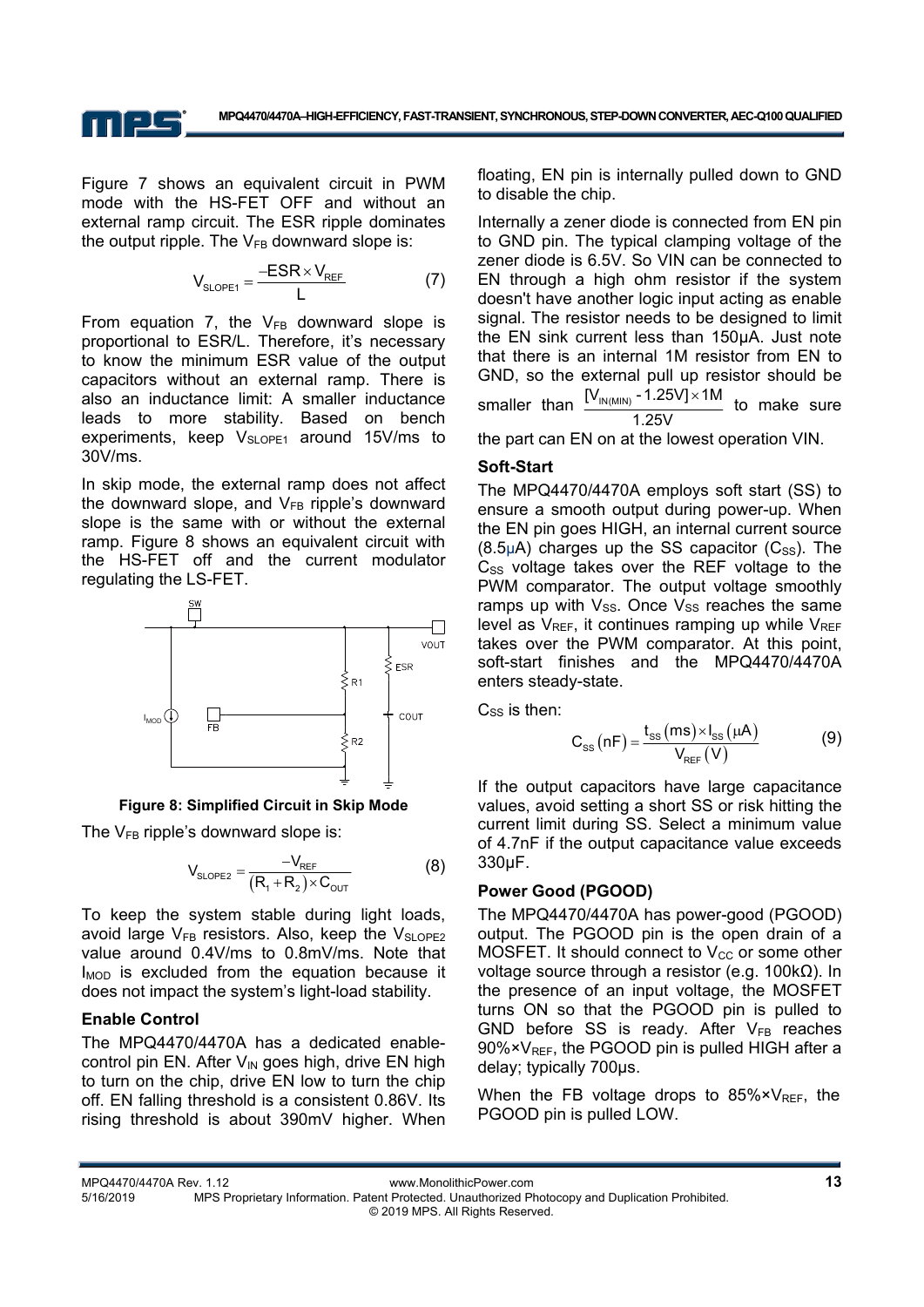Figure 7 shows an equivalent circuit in PWM mode with the HS-FET OFF and without an external ramp circuit. The ESR ripple dominates the output ripple. The $V_{FB}$ downward slope is:

$$V_{SLOPE1} = \frac{-ESR \times V_{REF}}{L} \tag{7}$$

From equation 7, the $V_{FB}$ downward slope is proportional to ESR/L. Therefore, it's necessary to know the minimum ESR value of the output capacitors without an external ramp. There is also an inductance limit: A smaller inductance leads to more stability. Based on bench experiments, keep $V_{SLOPE1}$ around 15V/ms to 30V/ms.

In skip mode, the external ramp does not affect the downward slope, and $V_{FB}$ ripple's downward slope is the same with or without the external ramp. Figure 8 shows an equivalent circuit with the HS-FET off and the current modulator regulating the LS-FET.

**Figure 8: Simplified Circuit in Skip Mode**

The $V_{FB}$ ripple's downward slope is:

$$V_{SLOPE2} = \frac{-V_{REF}}{(R_1 + R_2) \times C_{OUT}} \tag{8}$$

To keep the system stable during light loads, avoid large $V_{FB}$ resistors. Also, keep the $V_{SLOPE2}$ value around 0.4V/ms to 0.8mV/ms. Note that $I_{MOD}$ is excluded from the equation because it does not impact the system's light-load stability.

### Enable Control

The MPQ4470/4470A has a dedicated enable-control pin EN. After $V_{IN}$ goes high, drive EN high to turn on the chip, drive EN low to turn the chip off. EN falling threshold is a consistent 0.86V. Its rising threshold is about 390mV higher. When floating, EN pin is internally pulled down to GND to disable the chip.

Internally a zener diode is connected from EN pin to GND pin. The typical clamping voltage of the zener diode is 6.5V. So VIN can be connected to EN through a high ohm resistor if the system doesn't have another logic input acting as enable signal. The resistor needs to be designed to limit the EN sink current less than 150μA. Just note that there is an internal 1M resistor from EN to GND, so the external pull up resistor should be smaller than $\frac{[V_{IN(MIN)} - 1.25V] \times 1M}{1.25V}$ to make sure the part can EN on at the lowest operation VIN.

### Soft-Start

The MPQ4470/4470A employs soft start (SS) to ensure a smooth output during power-up. When the EN pin goes HIGH, an internal current source (8.5μA) charges up the SS capacitor ($C_{SS}$). The $C_{SS}$ voltage takes over the REF voltage to the PWM comparator. The output voltage smoothly ramps up with $V_{SS}$. Once $V_{SS}$ reaches the same level as $V_{REF}$, it continues ramping up while $V_{REF}$ takes over the PWM comparator. At this point, soft-start finishes and the MPQ4470/4470A enters steady-state.

$C_{SS}$ is then:

$$C_{SS}(nF) = \frac{t_{SS}(ms) \times I_{SS}(\mu A)}{V_{REF}(V)} \tag{9}$$

If the output capacitors have large capacitance values, avoid setting a short SS or risk hitting the current limit during SS. Select a minimum value of 4.7nF if the output capacitance value exceeds 330μF.

### Power Good (PGOOD)

The MPQ4470/4470A has power-good (PGOOD) output. The PGOOD pin is the open drain of a MOSFET. It should connect to $V_{CC}$ or some other voltage source through a resistor (e.g. 100kΩ). In the presence of an input voltage, the MOSFET turns ON so that the PGOOD pin is pulled to GND before SS is ready. After $V_{FB}$ reaches $90\% \times V_{REF}$, the PGOOD pin is pulled HIGH after a delay; typically 700μs.

When the FB voltage drops to $85\% \times V_{REF}$, the PGOOD pin is pulled LOW.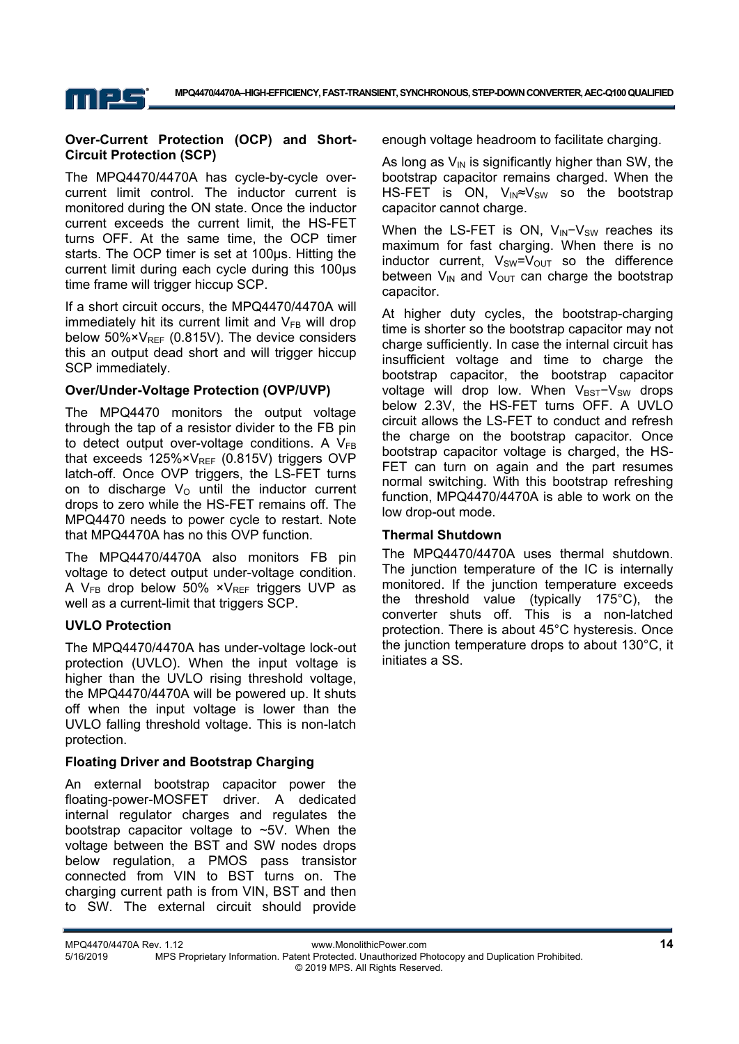### Over-Current Protection (OCP) and Short-Circuit Protection (SCP)

The MPQ4470/4470A has cycle-by-cycle over-current limit control. The inductor current is monitored during the ON state. Once the inductor current exceeds the current limit, the HS-FET turns OFF. At the same time, the OCP timer starts. The OCP timer is set at 100µs. Hitting the current limit during each cycle during this 100µs time frame will trigger hiccup SCP.

If a short circuit occurs, the MPQ4470/4470A will immediately hit its current limit and $V_{FB}$ will drop below 50%×$V_{REF}$ (0.815V). The device considers this an output dead short and will trigger hiccup SCP immediately.

### Over/Under-Voltage Protection (OVP/UVP)

The MPQ4470 monitors the output voltage through the tap of a resistor divider to the FB pin to detect output over-voltage conditions. A $V_{FB}$ that exceeds 125%×$V_{REF}$ (0.815V) triggers OVP latch-off. Once OVP triggers, the LS-FET turns on to discharge $V_O$ until the inductor current drops to zero while the HS-FET remains off. The MPQ4470 needs to power cycle to restart. Note that MPQ4470A has no this OVP function.

The MPQ4470/4470A also monitors FB pin voltage to detect output under-voltage condition. A $V_{FB}$ drop below 50% ×$V_{REF}$ triggers UVP as well as a current-limit that triggers SCP.

### UVLO Protection

The MPQ4470/4470A has under-voltage lock-out protection (UVLO). When the input voltage is higher than the UVLO rising threshold voltage, the MPQ4470/4470A will be powered up. It shuts off when the input voltage is lower than the UVLO falling threshold voltage. This is non-latch protection.

### Floating Driver and Bootstrap Charging

An external bootstrap capacitor power the floating-power-MOSFET driver. A dedicated internal regulator charges and regulates the bootstrap capacitor voltage to ~5V. When the voltage between the BST and SW nodes drops below regulation, a PMOS pass transistor connected from VIN to BST turns on. The charging current path is from VIN, BST and then to SW. The external circuit should provide enough voltage headroom to facilitate charging.

As long as $V_{IN}$ is significantly higher than SW, the bootstrap capacitor remains charged. When the HS-FET is ON, $V_{IN}$≈$V_{SW}$ so the bootstrap capacitor cannot charge.

When the LS-FET is ON, $V_{IN}$−$V_{SW}$ reaches its maximum for fast charging. When there is no inductor current, $V_{SW}$=$V_{OUT}$ so the difference between $V_{IN}$ and $V_{OUT}$ can charge the bootstrap capacitor.

At higher duty cycles, the bootstrap-charging time is shorter so the bootstrap capacitor may not charge sufficiently. In case the internal circuit has insufficient voltage and time to charge the bootstrap capacitor, the bootstrap capacitor voltage will drop low. When $V_{BST}$−$V_{SW}$ drops below 2.3V, the HS-FET turns OFF. A UVLO circuit allows the LS-FET to conduct and refresh the charge on the bootstrap capacitor. Once bootstrap capacitor voltage is charged, the HS-FET can turn on again and the part resumes normal switching. With this bootstrap refreshing function, MPQ4470/4470A is able to work on the low drop-out mode.

### Thermal Shutdown

The MPQ4470/4470A uses thermal shutdown. The junction temperature of the IC is internally monitored. If the junction temperature exceeds the threshold value (typically 175°C), the converter shuts off. This is a non-latched protection. There is about 45°C hysteresis. Once the junction temperature drops to about 130°C, it initiates a SS.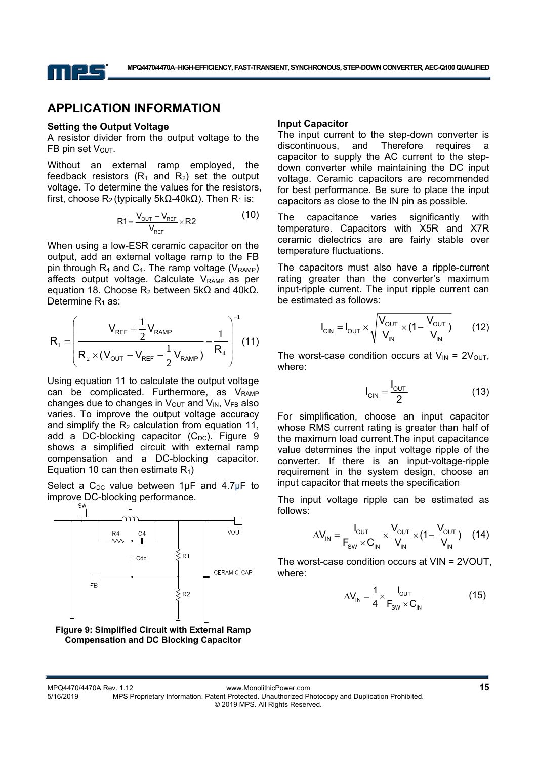## APPLICATION INFORMATION

### Setting the Output Voltage

A resistor divider from the output voltage to the FB pin set $V_{OUT}$.

Without an external ramp employed, the feedback resistors ($R_1$ and $R_2$) set the output voltage. To determine the values for the resistors, first, choose $R_2$ (typically 5kΩ-40kΩ). Then $R_1$ is:

$$R1 = \frac{V_{OUT} - V_{REF}}{V_{REF}} \times R2 \tag{10}$$

When using a low-ESR ceramic capacitor on the output, add an external voltage ramp to the FB pin through $R_4$ and $C_4$. The ramp voltage ($V_{RAMP}$) affects output voltage. Calculate $V_{RAMP}$ as per equation 18. Choose $R_2$ between 5kΩ and 40kΩ. Determine $R_1$ as:

$$R_1 = \left( \frac{V_{REF} + \frac{1}{2}V_{RAMP}}{R_2 \times (V_{OUT} - V_{REF} - \frac{1}{2}V_{RAMP})} - \frac{1}{R_4} \right)^{-1} \tag{11}$$

Using equation 11 to calculate the output voltage can be complicated. Furthermore, as $V_{RAMP}$ changes due to changes in $V_{OUT}$ and $V_{IN}$, $V_{FB}$ also varies. To improve the output voltage accuracy and simplify the $R_2$ calculation from equation 11, add a DC-blocking capacitor ($C_{DC}$). Figure 9 shows a simplified circuit with external ramp compensation and a DC-blocking capacitor. Equation 10 can then estimate $R_1$)

Select a $C_{DC}$ value between 1μF and 4.7μF to improve DC-blocking performance.

**Figure 9: Simplified Circuit with External Ramp Compensation and DC Blocking Capacitor**

### Input Capacitor

The input current to the step-down converter is discontinuous, and Therefore requires a capacitor to supply the AC current to the step-down converter while maintaining the DC input voltage. Ceramic capacitors are recommended for best performance. Be sure to place the input capacitors as close to the IN pin as possible.

The capacitance varies significantly with temperature. Capacitors with X5R and X7R ceramic dielectrics are are fairly stable over temperature fluctuations.

The capacitors must also have a ripple-current rating greater than the converter's maximum input-ripple current. The input ripple current can be estimated as follows:

$$I_{CIN} = I_{OUT} \times \sqrt{\frac{V_{OUT}}{V_{IN}} \times (1 - \frac{V_{OUT}}{V_{IN}})} \tag{12}$$

The worst-case condition occurs at $V_{IN} = 2V_{OUT}$, where:

$$I_{CIN} = \frac{I_{OUT}}{2} \tag{13}$$

For simplification, choose an input capacitor whose RMS current rating is greater than half of the maximum load current.The input capacitance value determines the input voltage ripple of the converter. If there is an input-voltage-ripple requirement in the system design, choose an input capacitor that meets the specification

The input voltage ripple can be estimated as follows:

$$\Delta V_{IN} = \frac{I_{OUT}}{F_{SW} \times C_{IN}} \times \frac{V_{OUT}}{V_{IN}} \times (1 - \frac{V_{OUT}}{V_{IN}}) \tag{14}$$

The worst-case condition occurs at VIN = 2VOUT, where:

$$\Delta V_{IN} = \frac{1}{4} \times \frac{I_{OUT}}{F_{SW} \times C_{IN}} \tag{15}$$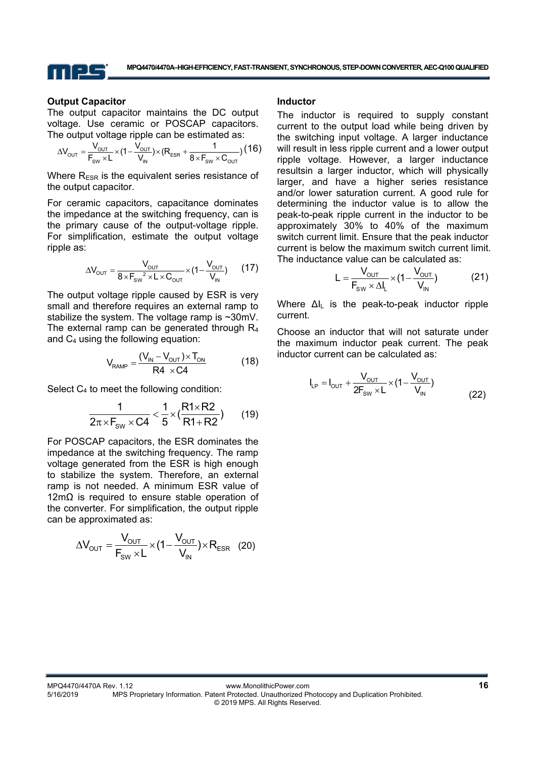### Output Capacitor

The output capacitor maintains the DC output voltage. Use ceramic or POSCAP capacitors. The output voltage ripple can be estimated as:

$$\Delta V_{OUT} = \frac{V_{OUT}}{F_{SW} \times L} \times (1 - \frac{V_{OUT}}{V_{IN}}) \times (R_{ESR} + \frac{1}{8 \times F_{SW} \times C_{OUT}}) \quad (16)$$

Where $R_{ESR}$ is the equivalent series resistance of the output capacitor.

For ceramic capacitors, capacitance dominates the impedance at the switching frequency, can is the primary cause of the output-voltage ripple. For simplification, estimate the output voltage ripple as:

$$\Delta V_{OUT} = \frac{V_{OUT}}{8 \times F_{SW}{}^2 \times L \times C_{OUT}} \times (1 - \frac{V_{OUT}}{V_{IN}}) \quad (17)$$

The output voltage ripple caused by ESR is very small and therefore requires an external ramp to stabilize the system. The voltage ramp is ~30mV. The external ramp can be generated through $R_4$ and $C_4$ using the following equation:

$$V_{RAMP} = \frac{(V_{IN} - V_{OUT}) \times T_{ON}}{R4 \times C4} \quad (18)$$

Select $C_4$ to meet the following condition:

$$\frac{1}{2\pi \times F_{SW} \times C4} < \frac{1}{5} \times (\frac{R1 \times R2}{R1 + R2}) \quad (19)$$

For POSCAP capacitors, the ESR dominates the impedance at the switching frequency. The ramp voltage generated from the ESR is high enough to stabilize the system. Therefore, an external ramp is not needed. A minimum ESR value of 12mΩ is required to ensure stable operation of the converter. For simplification, the output ripple can be approximated as:

$$\Delta V_{OUT} = \frac{V_{OUT}}{F_{SW} \times L} \times (1 - \frac{V_{OUT}}{V_{IN}}) \times R_{ESR} \quad (20)$$

### Inductor

The inductor is required to supply constant current to the output load while being driven by the switching input voltage. A larger inductance will result in less ripple current and a lower output ripple voltage. However, a larger inductance resultsin a larger inductor, which will physically larger, and have a higher series resistance and/or lower saturation current. A good rule for determining the inductor value is to allow the peak-to-peak ripple current in the inductor to be approximately 30% to 40% of the maximum switch current limit. Ensure that the peak inductor current is below the maximum switch current limit. The inductance value can be calculated as:

$$L = \frac{V_{OUT}}{F_{SW} \times \Delta I_L} \times (1 - \frac{V_{OUT}}{V_{IN}}) \quad (21)$$

Where $\Delta I_L$ is the peak-to-peak inductor ripple current.

Choose an inductor that will not saturate under the maximum inductor peak current. The peak inductor current can be calculated as:

$$I_{LP} = I_{OUT} + \frac{V_{OUT}}{2F_{SW} \times L} \times (1 - \frac{V_{OUT}}{V_{IN}}) \quad (22)$$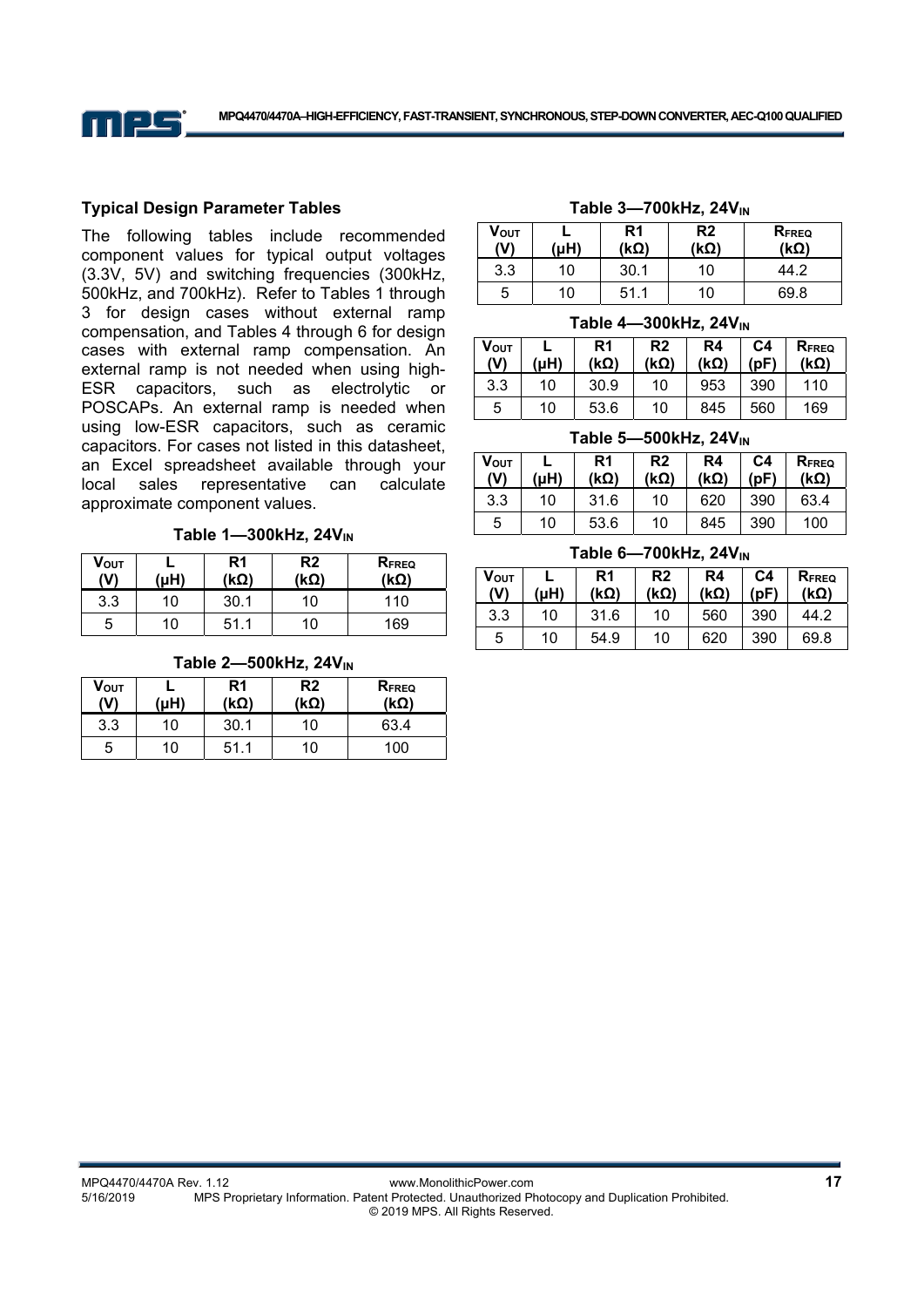### Typical Design Parameter Tables

The following tables include recommended component values for typical output voltages (3.3V, 5V) and switching frequencies (300kHz, 500kHz, and 700kHz). Refer to Tables 1 through 3 for design cases without external ramp compensation, and Tables 4 through 6 for design cases with external ramp compensation. An external ramp is not needed when using high-ESR capacitors, such as electrolytic or POSCAPs. An external ramp is needed when using low-ESR capacitors, such as ceramic capacitors. For cases not listed in this datasheet, an Excel spreadsheet available through your local sales representative can calculate approximate component values.

**Table 1—300kHz, 24$V_{IN}$**

| $V_{OUT}$ (V) | L (μH) | R1 (kΩ) | R2 (kΩ) | $R_{FREQ}$ (kΩ) |
|---|---|---|---|---|
| 3.3 | 10 | 30.1 | 10 | 110 |
| 5 | 10 | 51.1 | 10 | 169 |

**Table 2—500kHz, 24$V_{IN}$**

| $V_{OUT}$ (V) | L (μH) | R1 (kΩ) | R2 (kΩ) | $R_{FREQ}$ (kΩ) |
|---|---|---|---|---|
| 3.3 | 10 | 30.1 | 10 | 63.4 |
| 5 | 10 | 51.1 | 10 | 100 |

**Table 3—700kHz, 24$V_{IN}$**

| $V_{OUT}$ (V) | L (μH) | R1 (kΩ) | R2 (kΩ) | $R_{FREQ}$ (kΩ) |
|---|---|---|---|---|
| 3.3 | 10 | 30.1 | 10 | 44.2 |
| 5 | 10 | 51.1 | 10 | 69.8 |

**Table 4—300kHz, 24$V_{IN}$**

| $V_{OUT}$ (V) | L (μH) | R1 (kΩ) | R2 (kΩ) | R4 (kΩ) | C4 (pF) | $R_{FREQ}$ (kΩ) |
|---|---|---|---|---|---|---|
| 3.3 | 10 | 30.9 | 10 | 953 | 390 | 110 |
| 5 | 10 | 53.6 | 10 | 845 | 560 | 169 |

**Table 5—500kHz, 24$V_{IN}$**

| $V_{OUT}$ (V) | L (μH) | R1 (kΩ) | R2 (kΩ) | R4 (kΩ) | C4 (pF) | $R_{FREQ}$ (kΩ) |
|---|---|---|---|---|---|---|
| 3.3 | 10 | 31.6 | 10 | 620 | 390 | 63.4 |
| 5 | 10 | 53.6 | 10 | 845 | 390 | 100 |

**Table 6—700kHz, 24$V_{IN}$**

| $V_{OUT}$ (V) | L (μH) | R1 (kΩ) | R2 (kΩ) | R4 (kΩ) | C4 (pF) | $R_{FREQ}$ (kΩ) |
|---|---|---|---|---|---|---|
| 3.3 | 10 | 31.6 | 10 | 560 | 390 | 44.2 |
| 5 | 10 | 54.9 | 10 | 620 | 390 | 69.8 |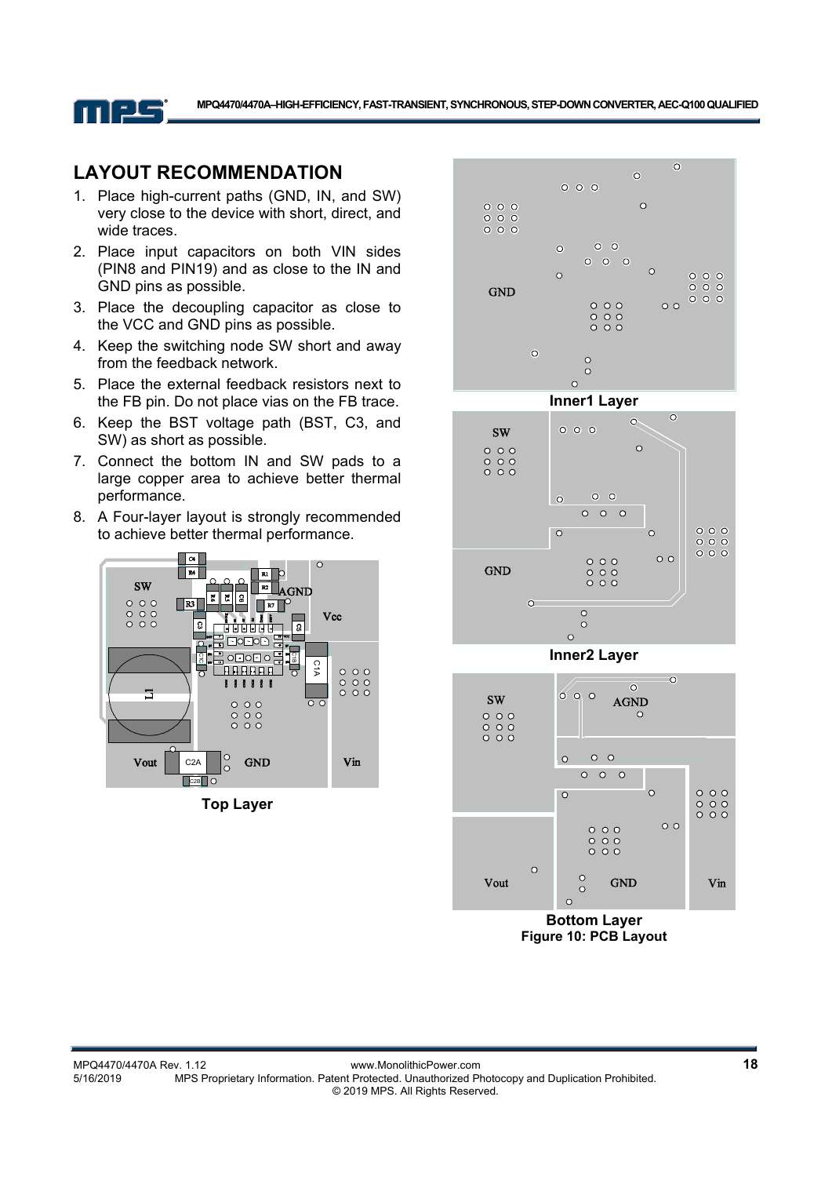## LAYOUT RECOMMENDATION

1. Place high-current paths (GND, IN, and SW) very close to the device with short, direct, and wide traces.
2. Place input capacitors on both VIN sides (PIN8 and PIN19) and as close to the IN and GND pins as possible.
3. Place the decoupling capacitor as close to the VCC and GND pins as possible.
4. Keep the switching node SW short and away from the feedback network.
5. Place the external feedback resistors next to the FB pin. Do not place vias on the FB trace.
6. Keep the BST voltage path (BST, C3, and SW) as short as possible.
7. Connect the bottom IN and SW pads to a large copper area to achieve better thermal performance.
8. A Four-layer layout is strongly recommended to achieve better thermal performance.

Top Layer

Inner1 Layer

Inner2 Layer

Bottom Layer

**Figure 10: PCB Layout**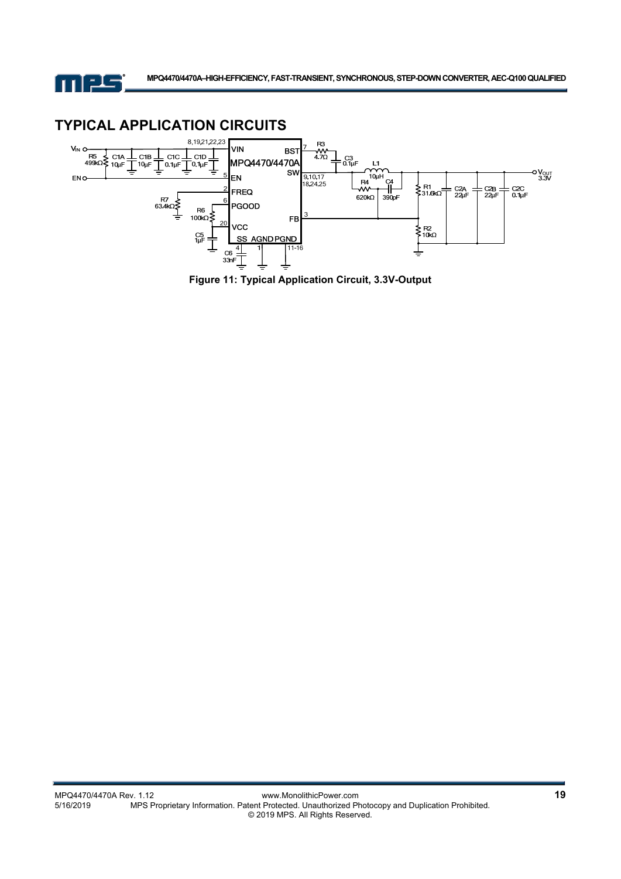## TYPICAL APPLICATION CIRCUITS

**Figure 11: Typical Application Circuit, 3.3V-Output**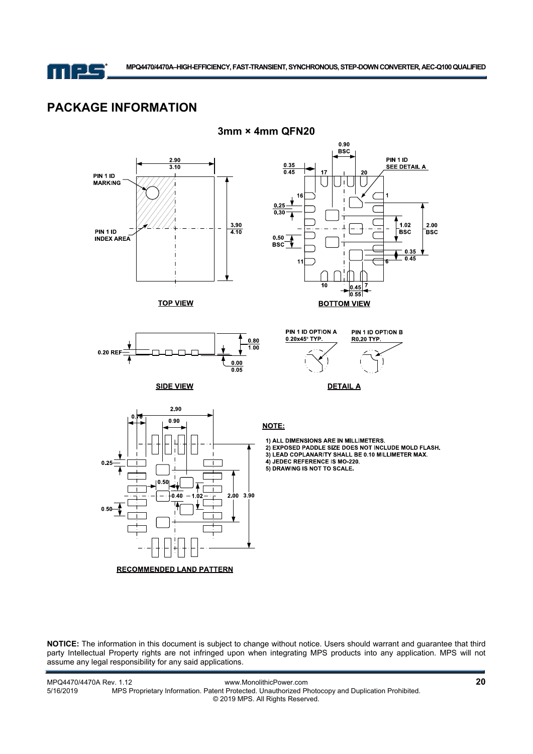# PACKAGE INFORMATION

**3mm × 4mm QFN20**

TOP VIEW

PIN 1 ID MARKING

PIN 1 ID INDEX AREA

2.90
3.10

3.90
4.10

BOTTOM VIEW

0.90 BSC

0.35
0.45

PIN 1 ID SEE DETAIL A

0.25
0.30

0.50 BSC

1.02 BSC

2.00 BSC

0.35
0.45

0.45
0.55

SIDE VIEW

0.20 REF

0.80
1.00

0.00
0.05

DETAIL A

PIN 1 ID OPTION A 0.20x45° TYP.

PIN 1 ID OPTION B R0.20 TYP.

RECOMMENDED LAND PATTERN

2.90

0.70

0.90

0.25

0.50

0.40

1.02

2.00

3.90

0.50

**NOTE:**

1) ALL DIMENSIONS ARE IN MILLIMETERS.
2) EXPOSED PADDLE SIZE DOES NOT INCLUDE MOLD FLASH.
3) LEAD COPLANARITY SHALL BE 0.10 MILLIMETER MAX.
4) JEDEC REFERENCE IS MO-220.
5) DRAWING IS NOT TO SCALE.

**NOTICE:** The information in this document is subject to change without notice. Users should warrant and guarantee that third party Intellectual Property rights are not infringed upon when integrating MPS products into any application. MPS will not assume any legal responsibility for any said applications.